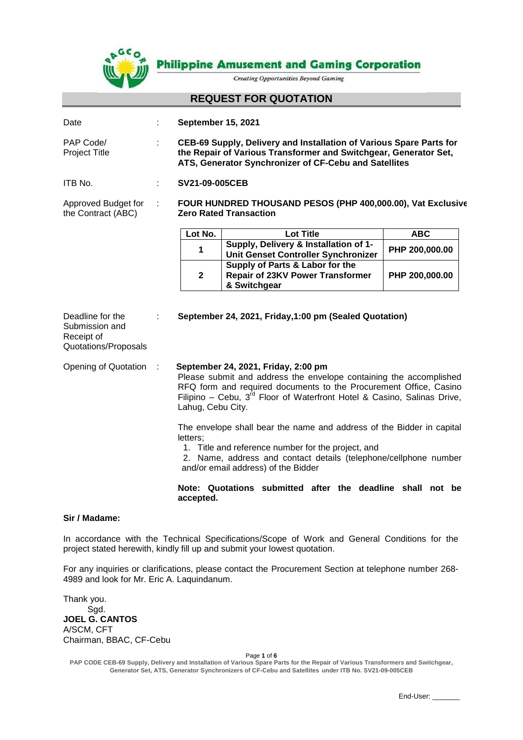**Philippine Amusement and Gaming Corporation**

*Creating Opportunities Beyond Gaming*

# REQUEST FOR QUOTATION

| | | |
|---|---|---|
| Date | : | **September 15, 2021** |
| PAP Code/ Project Title | : | **CEB-69 Supply, Delivery and Installation of Various Spare Parts for the Repair of Various Transformer and Switchgear, Generator Set, ATS, Generator Synchronizer of CF-Cebu and Satellites** |
| ITB No. | : | **SV21-09-005CEB** |
| Approved Budget for the Contract (ABC) | : | **FOUR HUNDRED THOUSAND PESOS (PHP 400,000.00), Vat Exclusive Zero Rated Transaction** |

| Lot No. | Lot Title | ABC |
|---|---|---|
| **1** | **Supply, Delivery & Installation of 1-Unit Genset Controller Synchronizer** | **PHP 200,000.00** |
| **2** | **Supply of Parts & Labor for the Repair of 23KV Power Transformer & Switchgear** | **PHP 200,000.00** |

Deadline for the Submission and Receipt of Quotations/Proposals : **September 24, 2021, Friday,1:00 pm (Sealed Quotation)**

Opening of Quotation : **September 24, 2021, Friday, 2:00 pm**

Please submit and address the envelope containing the accomplished RFQ form and required documents to the Procurement Office, Casino Filipino – Cebu, 3rd Floor of Waterfront Hotel & Casino, Salinas Drive, Lahug, Cebu City.

The envelope shall bear the name and address of the Bidder in capital letters;

1. Title and reference number for the project, and
2. Name, address and contact details (telephone/cellphone number and/or email address) of the Bidder

**Note: Quotations submitted after the deadline shall not be accepted.**

**Sir / Madame:**

In accordance with the Technical Specifications/Scope of Work and General Conditions for the project stated herewith, kindly fill up and submit your lowest quotation.

For any inquiries or clarifications, please contact the Procurement Section at telephone number 268-4989 and look for Mr. Eric A. Laquindanum.

Thank you.

Sgd.

**JOEL G. CANTOS**

A/SCM, CFT

Chairman, BBAC, CF-Cebu

End-User: _______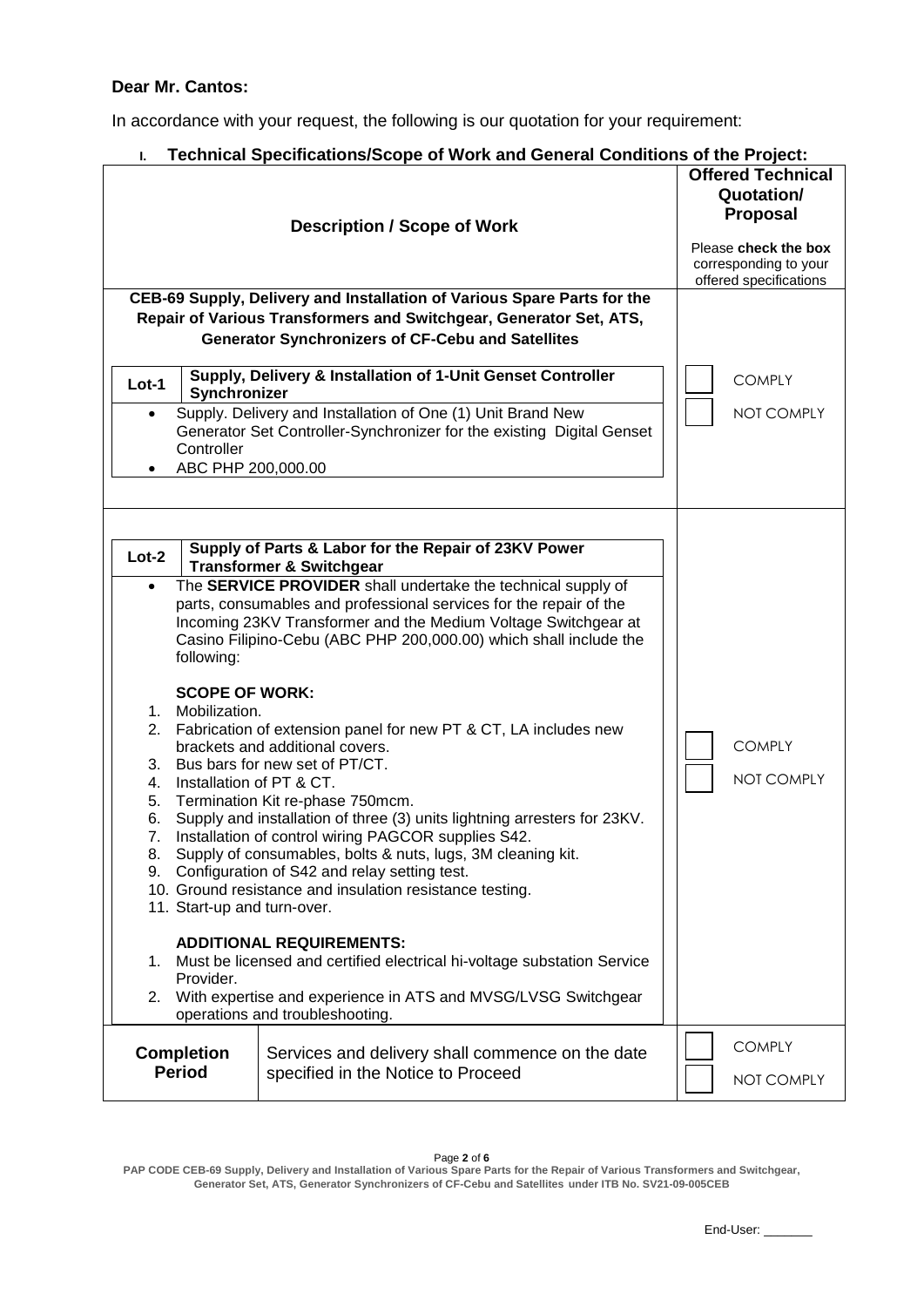**Dear Mr. Cantos:**

In accordance with your request, the following is our quotation for your requirement:

## I. Technical Specifications/Scope of Work and General Conditions of the Project:

| Description / Scope of Work | Offered Technical Quotation/ Proposal<br><br>Please **check the box** corresponding to your offered specifications |
|---|---|
| **CEB-69 Supply, Delivery and Installation of Various Spare Parts for the Repair of Various Transformers and Switchgear, Generator Set, ATS, Generator Synchronizers of CF-Cebu and Satellites**<br><br>**Lot-1** — **Supply, Delivery & Installation of 1-Unit Genset Controller Synchronizer**<br>• Supply. Delivery and Installation of One (1) Unit Brand New Generator Set Controller-Synchronizer for the existing Digital Genset Controller<br>• ABC PHP 200,000.00 | ☐ COMPLY<br>☐ NOT COMPLY |
| **Lot-2** — **Supply of Parts & Labor for the Repair of 23KV Power Transformer & Switchgear**<br>• The **SERVICE PROVIDER** shall undertake the technical supply of parts, consumables and professional services for the repair of the Incoming 23KV Transformer and the Medium Voltage Switchgear at Casino Filipino-Cebu (ABC PHP 200,000.00) which shall include the following:<br><br>**SCOPE OF WORK:**<br>1. Mobilization.<br>2. Fabrication of extension panel for new PT & CT, LA includes new brackets and additional covers.<br>3. Bus bars for new set of PT/CT.<br>4. Installation of PT & CT.<br>5. Termination Kit re-phase 750mcm.<br>6. Supply and installation of three (3) units lightning arresters for 23KV.<br>7. Installation of control wiring PAGCOR supplies S42.<br>8. Supply of consumables, bolts & nuts, lugs, 3M cleaning kit.<br>9. Configuration of S42 and relay setting test.<br>10. Ground resistance and insulation resistance testing.<br>11. Start-up and turn-over.<br><br>**ADDITIONAL REQUIREMENTS:**<br>1. Must be licensed and certified electrical hi-voltage substation Service Provider.<br>2. With expertise and experience in ATS and MVSG/LVSG Switchgear operations and troubleshooting. | ☐ COMPLY<br>☐ NOT COMPLY |
| **Completion Period** — Services and delivery shall commence on the date specified in the Notice to Proceed | ☐ COMPLY<br>☐ NOT COMPLY |

**PAP CODE CEB-69 Supply, Delivery and Installation of Various Spare Parts for the Repair of Various Transformers and Switchgear, Generator Set, ATS, Generator Synchronizers of CF-Cebu and Satellites under ITB No. SV21-09-005CEB**

End-User: _______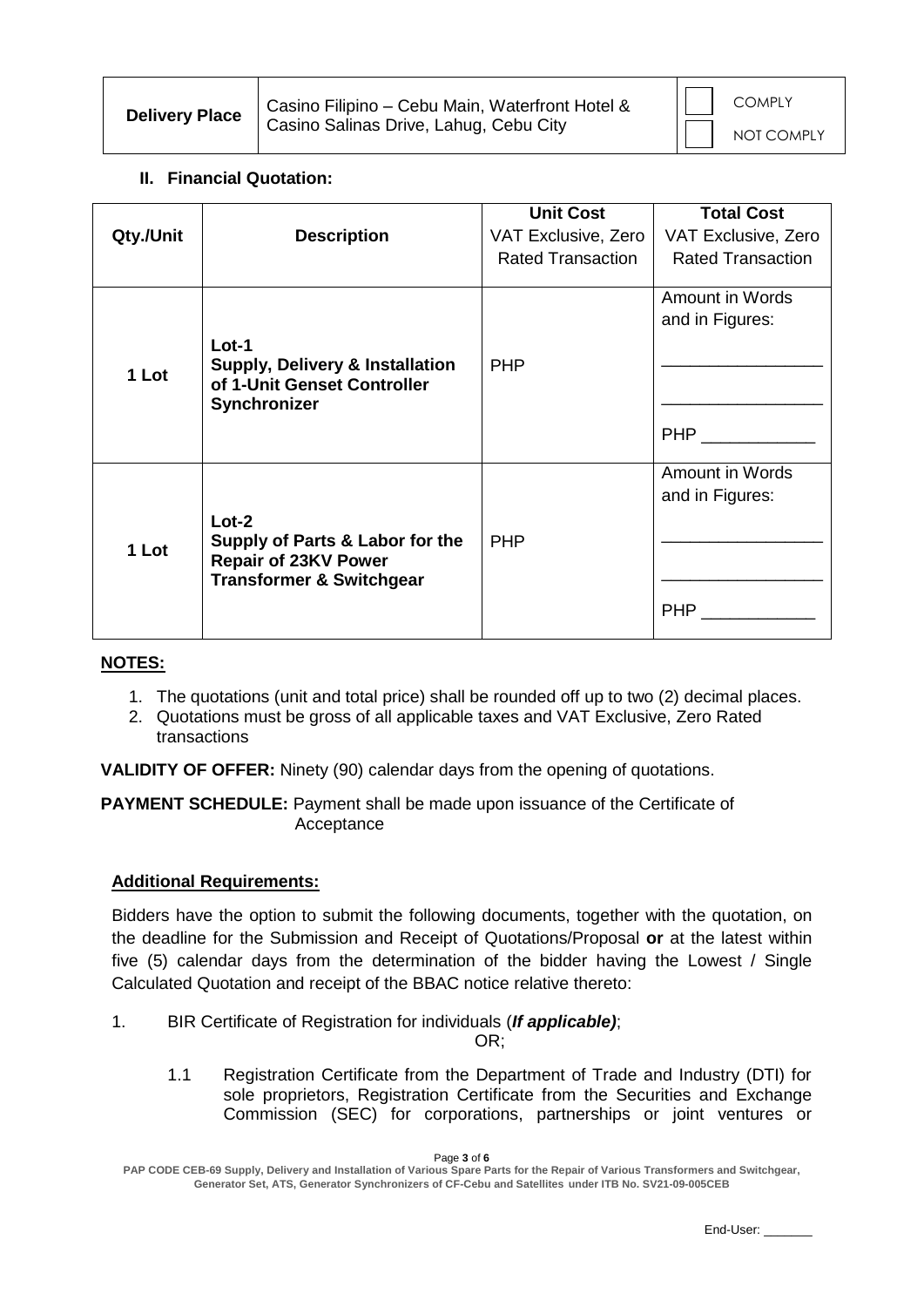| Delivery Place | Casino Filipino – Cebu Main, Waterfront Hotel & Casino Salinas Drive, Lahug, Cebu City | ☐ COMPLY ☐ NOT COMPLY |
|---|---|---|

### II. Financial Quotation:

| Qty./Unit | Description | Unit Cost VAT Exclusive, Zero Rated Transaction | Total Cost VAT Exclusive, Zero Rated Transaction |
|---|---|---|---|
| 1 Lot | **Lot-1 Supply, Delivery & Installation of 1-Unit Genset Controller Synchronizer** | PHP | Amount in Words and in Figures: ________________ ________________ PHP ____________ |
| 1 Lot | **Lot-2 Supply of Parts & Labor for the Repair of 23KV Power Transformer & Switchgear** | PHP | Amount in Words and in Figures: ________________ ________________ PHP ____________ |

**NOTES:**

1. The quotations (unit and total price) shall be rounded off up to two (2) decimal places.
2. Quotations must be gross of all applicable taxes and VAT Exclusive, Zero Rated transactions

**VALIDITY OF OFFER:** Ninety (90) calendar days from the opening of quotations.

**PAYMENT SCHEDULE:** Payment shall be made upon issuance of the Certificate of Acceptance

**Additional Requirements:**

Bidders have the option to submit the following documents, together with the quotation, on the deadline for the Submission and Receipt of Quotations/Proposal **or** at the latest within five (5) calendar days from the determination of the bidder having the Lowest / Single Calculated Quotation and receipt of the BBAC notice relative thereto:

1. BIR Certificate of Registration for individuals (***If applicable)***;

   OR;

   1.1 Registration Certificate from the Department of Trade and Industry (DTI) for sole proprietors, Registration Certificate from the Securities and Exchange Commission (SEC) for corporations, partnerships or joint ventures or

**PAP CODE CEB-69 Supply, Delivery and Installation of Various Spare Parts for the Repair of Various Transformers and Switchgear, Generator Set, ATS, Generator Synchronizers of CF-Cebu and Satellites under ITB No. SV21-09-005CEB**

End-User: _______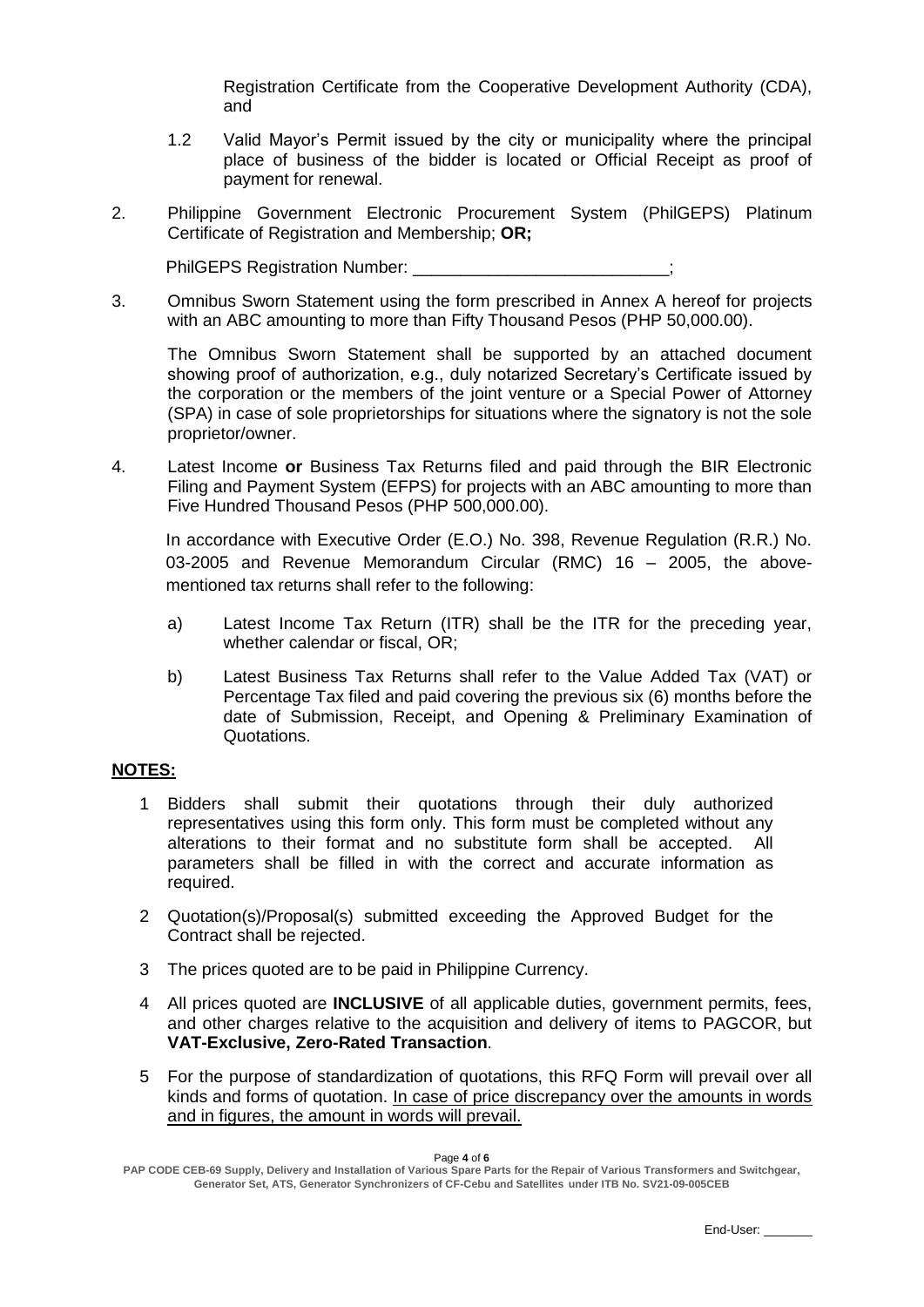Registration Certificate from the Cooperative Development Authority (CDA), and

1.2 Valid Mayor's Permit issued by the city or municipality where the principal place of business of the bidder is located or Official Receipt as proof of payment for renewal.

2. Philippine Government Electronic Procurement System (PhilGEPS) Platinum Certificate of Registration and Membership; **OR;**

   PhilGEPS Registration Number: ___________________________;

3. Omnibus Sworn Statement using the form prescribed in Annex A hereof for projects with an ABC amounting to more than Fifty Thousand Pesos (PHP 50,000.00).

   The Omnibus Sworn Statement shall be supported by an attached document showing proof of authorization, e.g., duly notarized Secretary's Certificate issued by the corporation or the members of the joint venture or a Special Power of Attorney (SPA) in case of sole proprietorships for situations where the signatory is not the sole proprietor/owner.

4. Latest Income **or** Business Tax Returns filed and paid through the BIR Electronic Filing and Payment System (EFPS) for projects with an ABC amounting to more than Five Hundred Thousand Pesos (PHP 500,000.00).

   In accordance with Executive Order (E.O.) No. 398, Revenue Regulation (R.R.) No. 03-2005 and Revenue Memorandum Circular (RMC) 16 – 2005, the above-mentioned tax returns shall refer to the following:

   a) Latest Income Tax Return (ITR) shall be the ITR for the preceding year, whether calendar or fiscal, OR;

   b) Latest Business Tax Returns shall refer to the Value Added Tax (VAT) or Percentage Tax filed and paid covering the previous six (6) months before the date of Submission, Receipt, and Opening & Preliminary Examination of Quotations.

**NOTES:**

1 Bidders shall submit their quotations through their duly authorized representatives using this form only. This form must be completed without any alterations to their format and no substitute form shall be accepted. All parameters shall be filled in with the correct and accurate information as required.

2 Quotation(s)/Proposal(s) submitted exceeding the Approved Budget for the Contract shall be rejected.

3 The prices quoted are to be paid in Philippine Currency.

4 All prices quoted are **INCLUSIVE** of all applicable duties, government permits, fees, and other charges relative to the acquisition and delivery of items to PAGCOR, but **VAT-Exclusive, Zero-Rated Transaction**.

5 For the purpose of standardization of quotations, this RFQ Form will prevail over all kinds and forms of quotation. In case of price discrepancy over the amounts in words and in figures, the amount in words will prevail.

**PAP CODE CEB-69 Supply, Delivery and Installation of Various Spare Parts for the Repair of Various Transformers and Switchgear, Generator Set, ATS, Generator Synchronizers of CF-Cebu and Satellites under ITB No. SV21-09-005CEB**

End-User: _______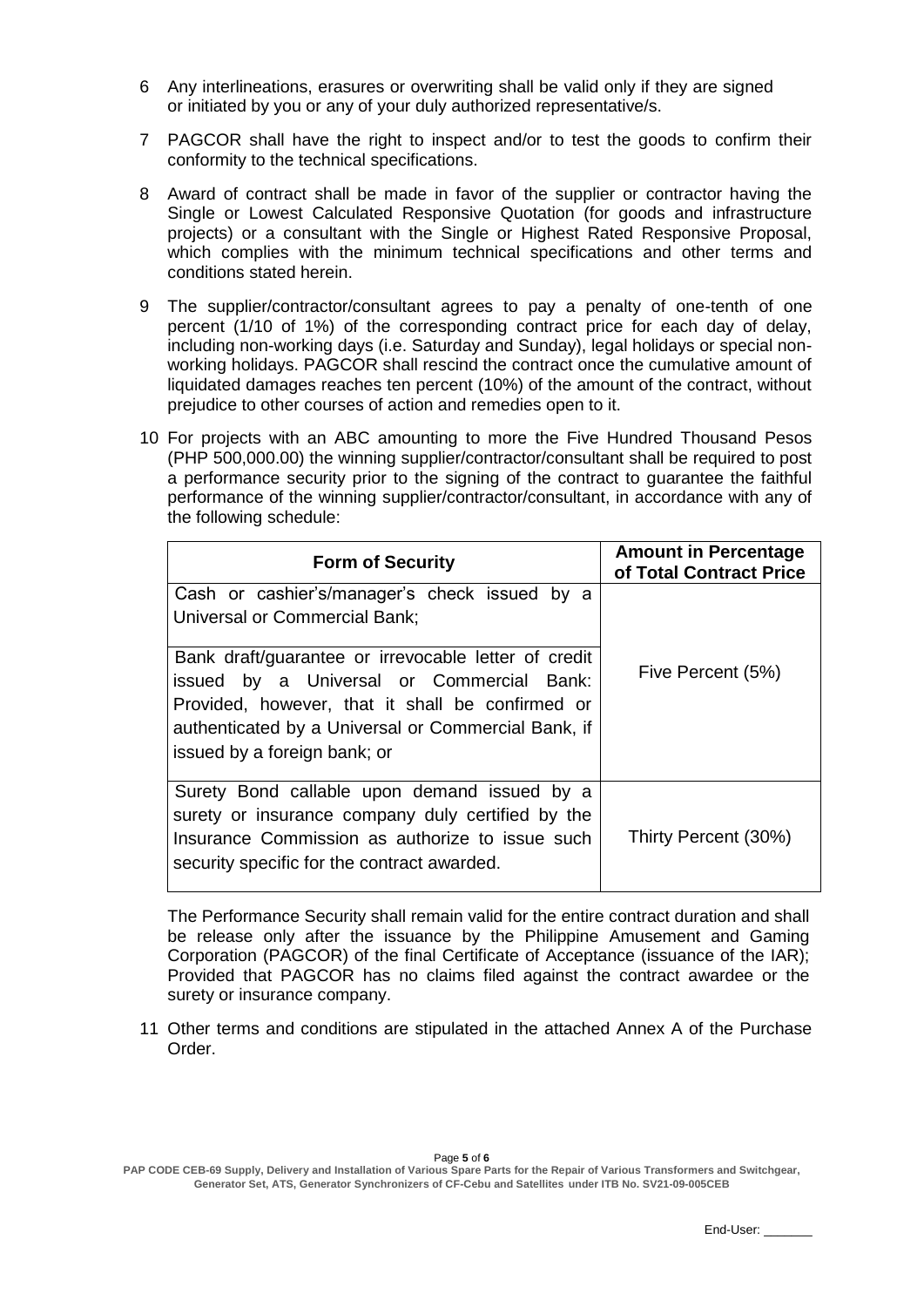6 Any interlineations, erasures or overwriting shall be valid only if they are signed or initiated by you or any of your duly authorized representative/s.

7 PAGCOR shall have the right to inspect and/or to test the goods to confirm their conformity to the technical specifications.

8 Award of contract shall be made in favor of the supplier or contractor having the Single or Lowest Calculated Responsive Quotation (for goods and infrastructure projects) or a consultant with the Single or Highest Rated Responsive Proposal, which complies with the minimum technical specifications and other terms and conditions stated herein.

9 The supplier/contractor/consultant agrees to pay a penalty of one-tenth of one percent (1/10 of 1%) of the corresponding contract price for each day of delay, including non-working days (i.e. Saturday and Sunday), legal holidays or special non-working holidays. PAGCOR shall rescind the contract once the cumulative amount of liquidated damages reaches ten percent (10%) of the amount of the contract, without prejudice to other courses of action and remedies open to it.

10 For projects with an ABC amounting to more the Five Hundred Thousand Pesos (PHP 500,000.00) the winning supplier/contractor/consultant shall be required to post a performance security prior to the signing of the contract to guarantee the faithful performance of the winning supplier/contractor/consultant, in accordance with any of the following schedule:

| Form of Security | Amount in Percentage of Total Contract Price |
|---|---|
| Cash or cashier's/manager's check issued by a Universal or Commercial Bank;<br><br>Bank draft/guarantee or irrevocable letter of credit issued by a Universal or Commercial Bank: Provided, however, that it shall be confirmed or authenticated by a Universal or Commercial Bank, if issued by a foreign bank; or | Five Percent (5%) |
| Surety Bond callable upon demand issued by a surety or insurance company duly certified by the Insurance Commission as authorize to issue such security specific for the contract awarded. | Thirty Percent (30%) |

The Performance Security shall remain valid for the entire contract duration and shall be release only after the issuance by the Philippine Amusement and Gaming Corporation (PAGCOR) of the final Certificate of Acceptance (issuance of the IAR); Provided that PAGCOR has no claims filed against the contract awardee or the surety or insurance company.

11 Other terms and conditions are stipulated in the attached Annex A of the Purchase Order.

**PAP CODE CEB-69 Supply, Delivery and Installation of Various Spare Parts for the Repair of Various Transformers and Switchgear, Generator Set, ATS, Generator Synchronizers of CF-Cebu and Satellites under ITB No. SV21-09-005CEB**

End-User: _______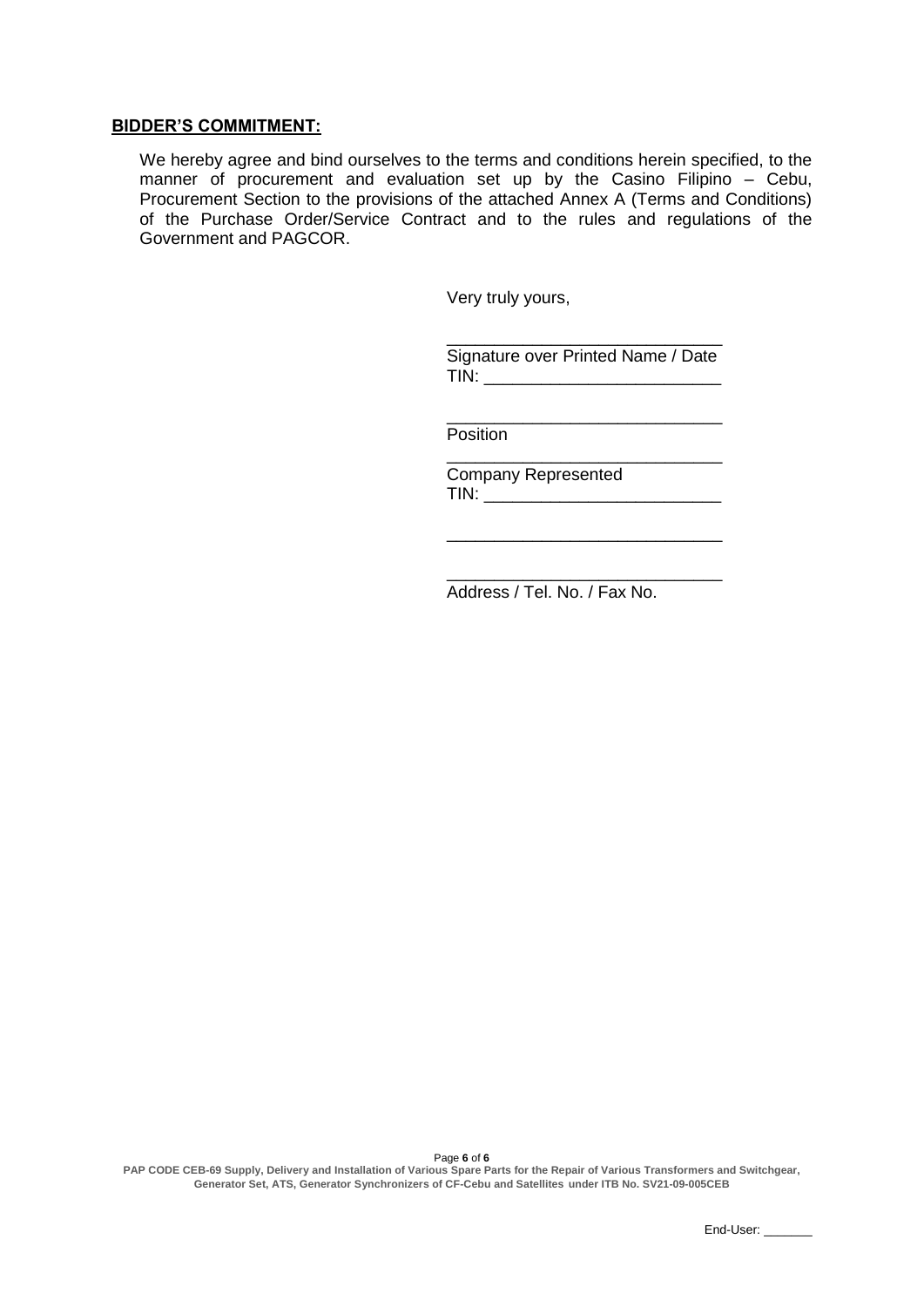**BIDDER'S COMMITMENT:**

We hereby agree and bind ourselves to the terms and conditions herein specified, to the manner of procurement and evaluation set up by the Casino Filipino – Cebu, Procurement Section to the provisions of the attached Annex A (Terms and Conditions) of the Purchase Order/Service Contract and to the rules and regulations of the Government and PAGCOR.

Very truly yours,

______________________________
Signature over Printed Name / Date
TIN: _________________________

______________________________
Position

______________________________
Company Represented
TIN: _________________________

______________________________

______________________________
Address / Tel. No. / Fax No.

**PAP CODE CEB-69 Supply, Delivery and Installation of Various Spare Parts for the Repair of Various Transformers and Switchgear, Generator Set, ATS, Generator Synchronizers of CF-Cebu and Satellites under ITB No. SV21-09-005CEB**

End-User: _______